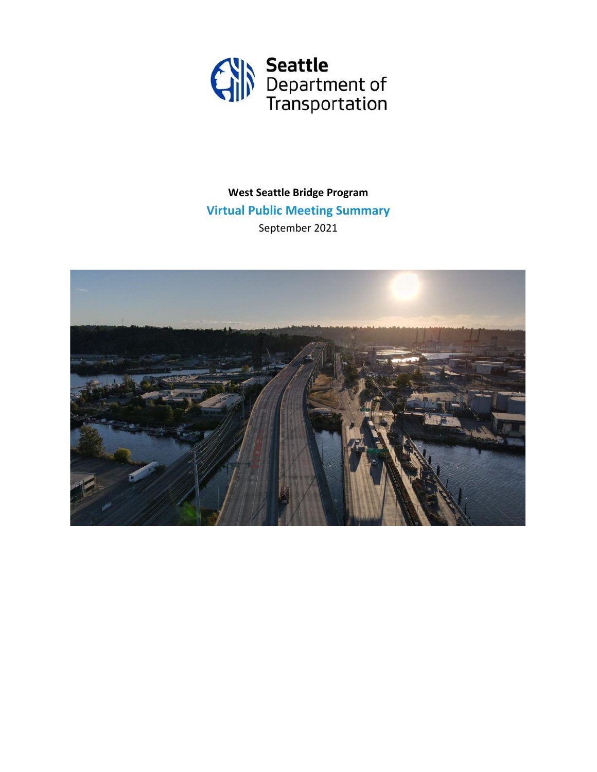Seattle Department of Transportation

**West Seattle Bridge Program**

## Virtual Public Meeting Summary

September 2021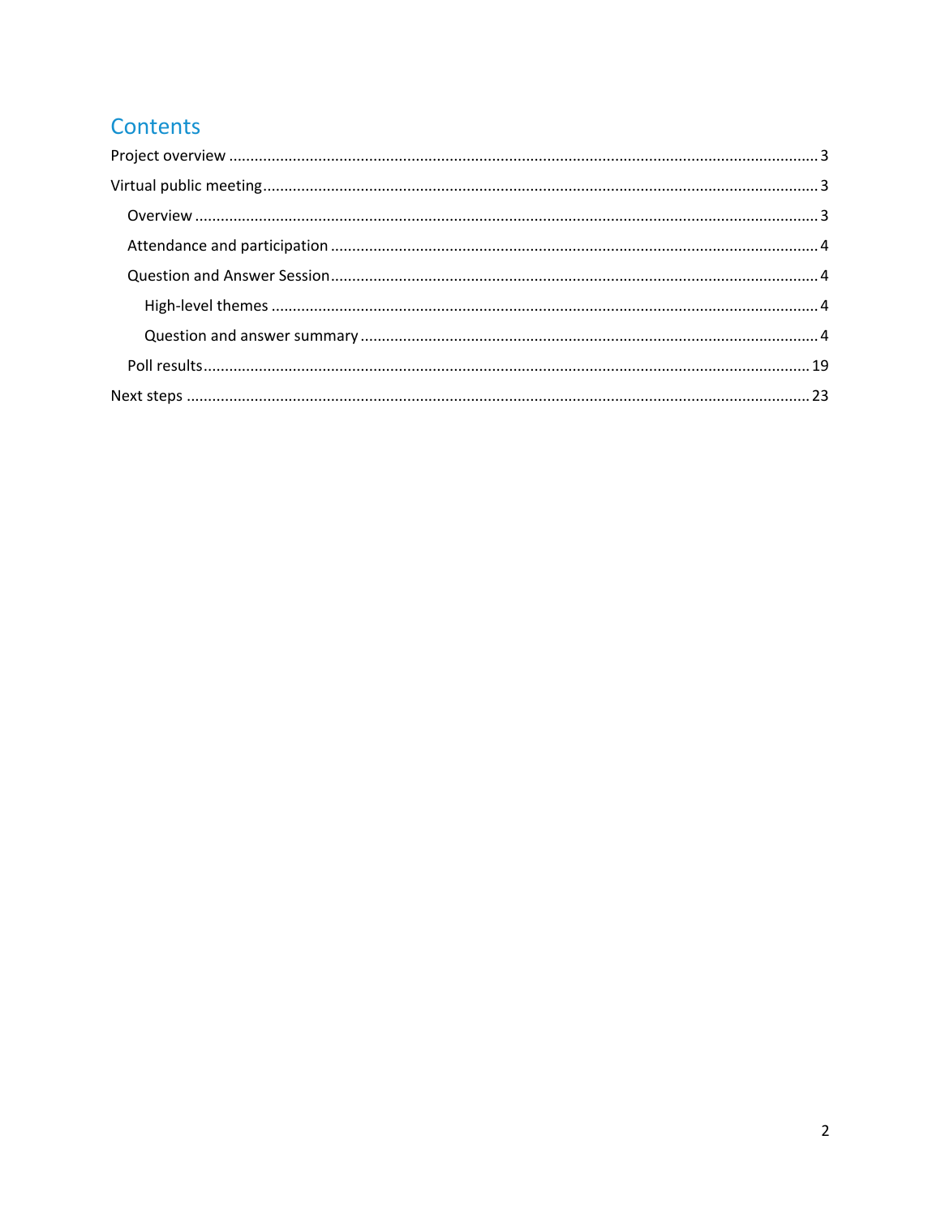# Contents

- Project overview ... 3
- Virtual public meeting ... 3
  - Overview ... 3
  - Attendance and participation ... 4
  - Question and Answer Session ... 4
    - High-level themes ... 4
    - Question and answer summary ... 4
  - Poll results ... 19
- Next steps ... 23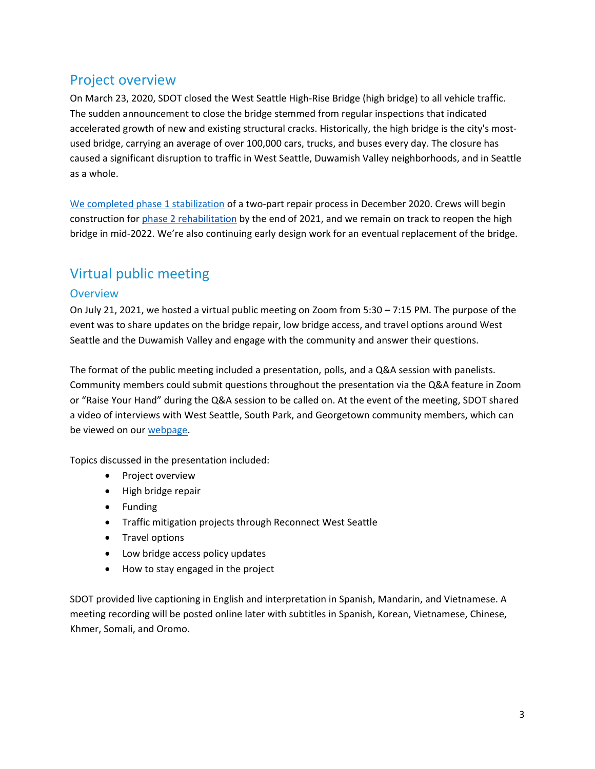## Project overview

On March 23, 2020, SDOT closed the West Seattle High-Rise Bridge (high bridge) to all vehicle traffic. The sudden announcement to close the bridge stemmed from regular inspections that indicated accelerated growth of new and existing structural cracks. Historically, the high bridge is the city's most-used bridge, carrying an average of over 100,000 cars, trucks, and buses every day. The closure has caused a significant disruption to traffic in West Seattle, Duwamish Valley neighborhoods, and in Seattle as a whole.

[We completed phase 1 stabilization](#) of a two-part repair process in December 2020. Crews will begin construction for [phase 2 rehabilitation](#) by the end of 2021, and we remain on track to reopen the high bridge in mid-2022. We're also continuing early design work for an eventual replacement of the bridge.

## Virtual public meeting

### Overview

On July 21, 2021, we hosted a virtual public meeting on Zoom from 5:30 – 7:15 PM. The purpose of the event was to share updates on the bridge repair, low bridge access, and travel options around West Seattle and the Duwamish Valley and engage with the community and answer their questions.

The format of the public meeting included a presentation, polls, and a Q&A session with panelists. Community members could submit questions throughout the presentation via the Q&A feature in Zoom or "Raise Your Hand" during the Q&A session to be called on. At the event of the meeting, SDOT shared a video of interviews with West Seattle, South Park, and Georgetown community members, which can be viewed on our [webpage](#).

Topics discussed in the presentation included:

- Project overview
- High bridge repair
- Funding
- Traffic mitigation projects through Reconnect West Seattle
- Travel options
- Low bridge access policy updates
- How to stay engaged in the project

SDOT provided live captioning in English and interpretation in Spanish, Mandarin, and Vietnamese. A meeting recording will be posted online later with subtitles in Spanish, Korean, Vietnamese, Chinese, Khmer, Somali, and Oromo.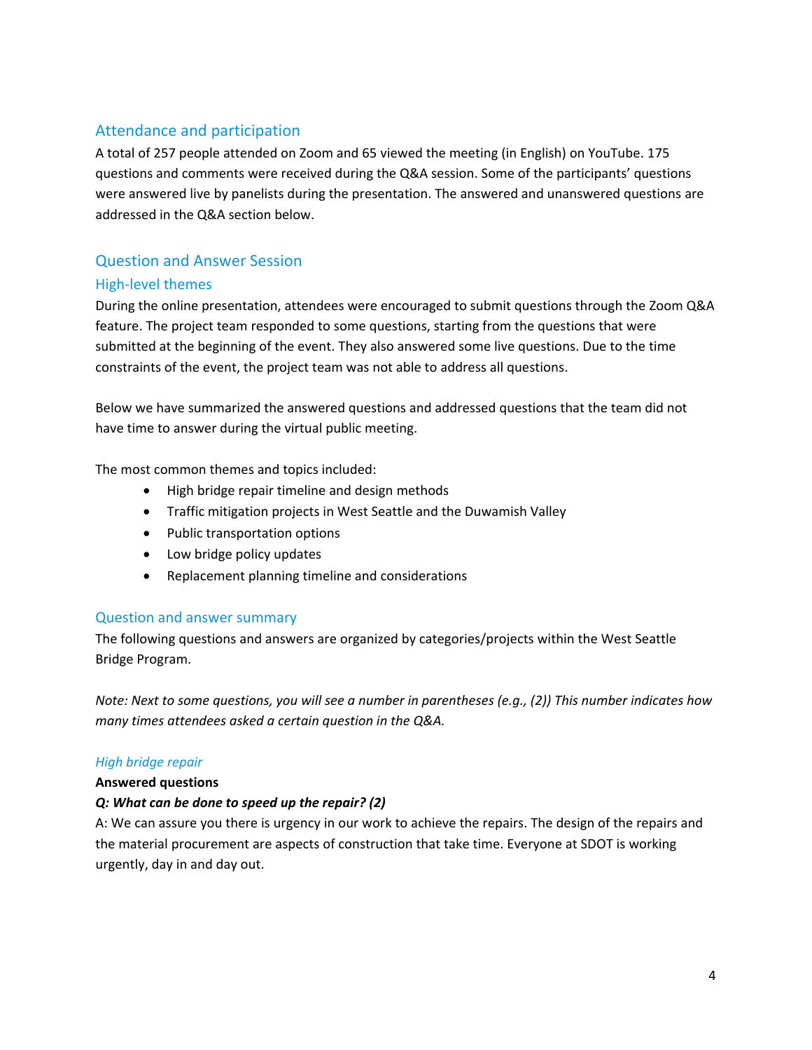## Attendance and participation

A total of 257 people attended on Zoom and 65 viewed the meeting (in English) on YouTube. 175 questions and comments were received during the Q&A session. Some of the participants' questions were answered live by panelists during the presentation. The answered and unanswered questions are addressed in the Q&A section below.

## Question and Answer Session

### High-level themes

During the online presentation, attendees were encouraged to submit questions through the Zoom Q&A feature. The project team responded to some questions, starting from the questions that were submitted at the beginning of the event. They also answered some live questions. Due to the time constraints of the event, the project team was not able to address all questions.

Below we have summarized the answered questions and addressed questions that the team did not have time to answer during the virtual public meeting.

The most common themes and topics included:

- High bridge repair timeline and design methods
- Traffic mitigation projects in West Seattle and the Duwamish Valley
- Public transportation options
- Low bridge policy updates
- Replacement planning timeline and considerations

### Question and answer summary

The following questions and answers are organized by categories/projects within the West Seattle Bridge Program.

*Note: Next to some questions, you will see a number in parentheses (e.g., (2)) This number indicates how many times attendees asked a certain question in the Q&A.*

#### *High bridge repair*

**Answered questions**

***Q: What can be done to speed up the repair? (2)***

A: We can assure you there is urgency in our work to achieve the repairs. The design of the repairs and the material procurement are aspects of construction that take time. Everyone at SDOT is working urgently, day in and day out.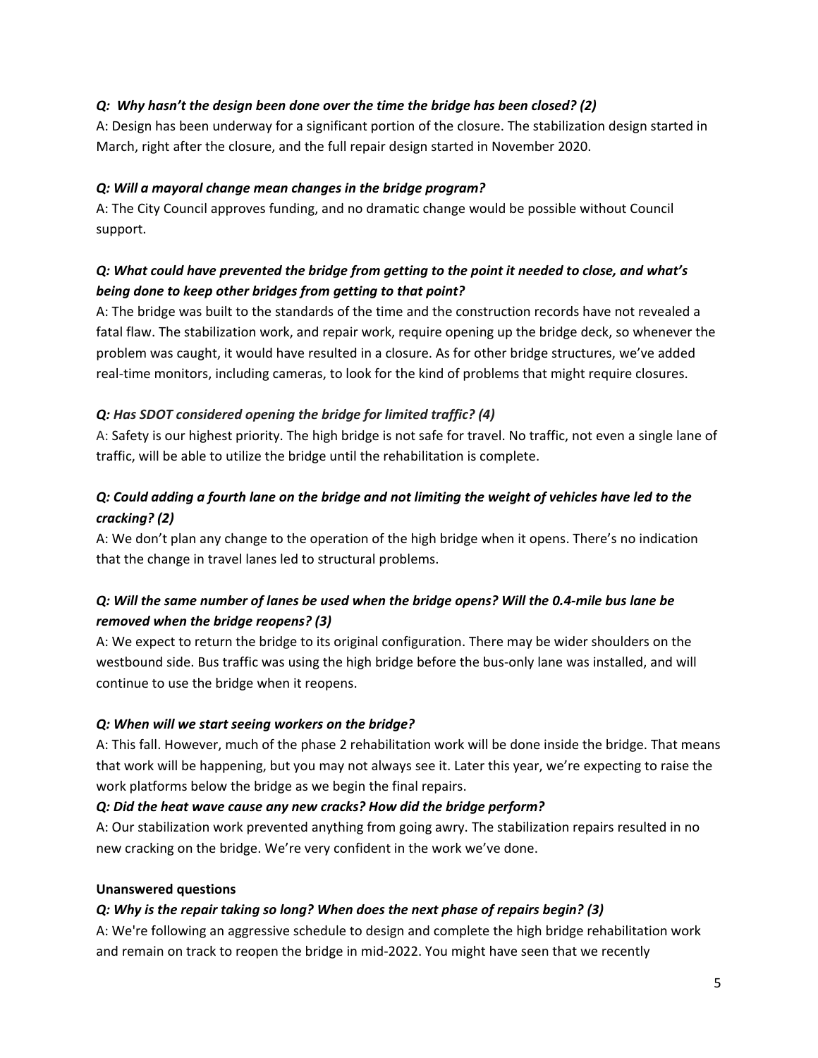***Q: Why hasn't the design been done over the time the bridge has been closed? (2)***

A: Design has been underway for a significant portion of the closure. The stabilization design started in March, right after the closure, and the full repair design started in November 2020.

***Q: Will a mayoral change mean changes in the bridge program?***

A: The City Council approves funding, and no dramatic change would be possible without Council support.

***Q: What could have prevented the bridge from getting to the point it needed to close, and what's being done to keep other bridges from getting to that point?***

A: The bridge was built to the standards of the time and the construction records have not revealed a fatal flaw. The stabilization work, and repair work, require opening up the bridge deck, so whenever the problem was caught, it would have resulted in a closure. As for other bridge structures, we've added real-time monitors, including cameras, to look for the kind of problems that might require closures.

***Q: Has SDOT considered opening the bridge for limited traffic? (4)***

A: Safety is our highest priority. The high bridge is not safe for travel. No traffic, not even a single lane of traffic, will be able to utilize the bridge until the rehabilitation is complete.

***Q: Could adding a fourth lane on the bridge and not limiting the weight of vehicles have led to the cracking? (2)***

A: We don't plan any change to the operation of the high bridge when it opens. There's no indication that the change in travel lanes led to structural problems.

***Q: Will the same number of lanes be used when the bridge opens? Will the 0.4-mile bus lane be removed when the bridge reopens? (3)***

A: We expect to return the bridge to its original configuration. There may be wider shoulders on the westbound side. Bus traffic was using the high bridge before the bus-only lane was installed, and will continue to use the bridge when it reopens.

***Q: When will we start seeing workers on the bridge?***

A: This fall. However, much of the phase 2 rehabilitation work will be done inside the bridge. That means that work will be happening, but you may not always see it. Later this year, we're expecting to raise the work platforms below the bridge as we begin the final repairs.

***Q: Did the heat wave cause any new cracks? How did the bridge perform?***

A: Our stabilization work prevented anything from going awry. The stabilization repairs resulted in no new cracking on the bridge. We're very confident in the work we've done.

**Unanswered questions**

***Q: Why is the repair taking so long? When does the next phase of repairs begin? (3)***

A: We're following an aggressive schedule to design and complete the high bridge rehabilitation work and remain on track to reopen the bridge in mid-2022. You might have seen that we recently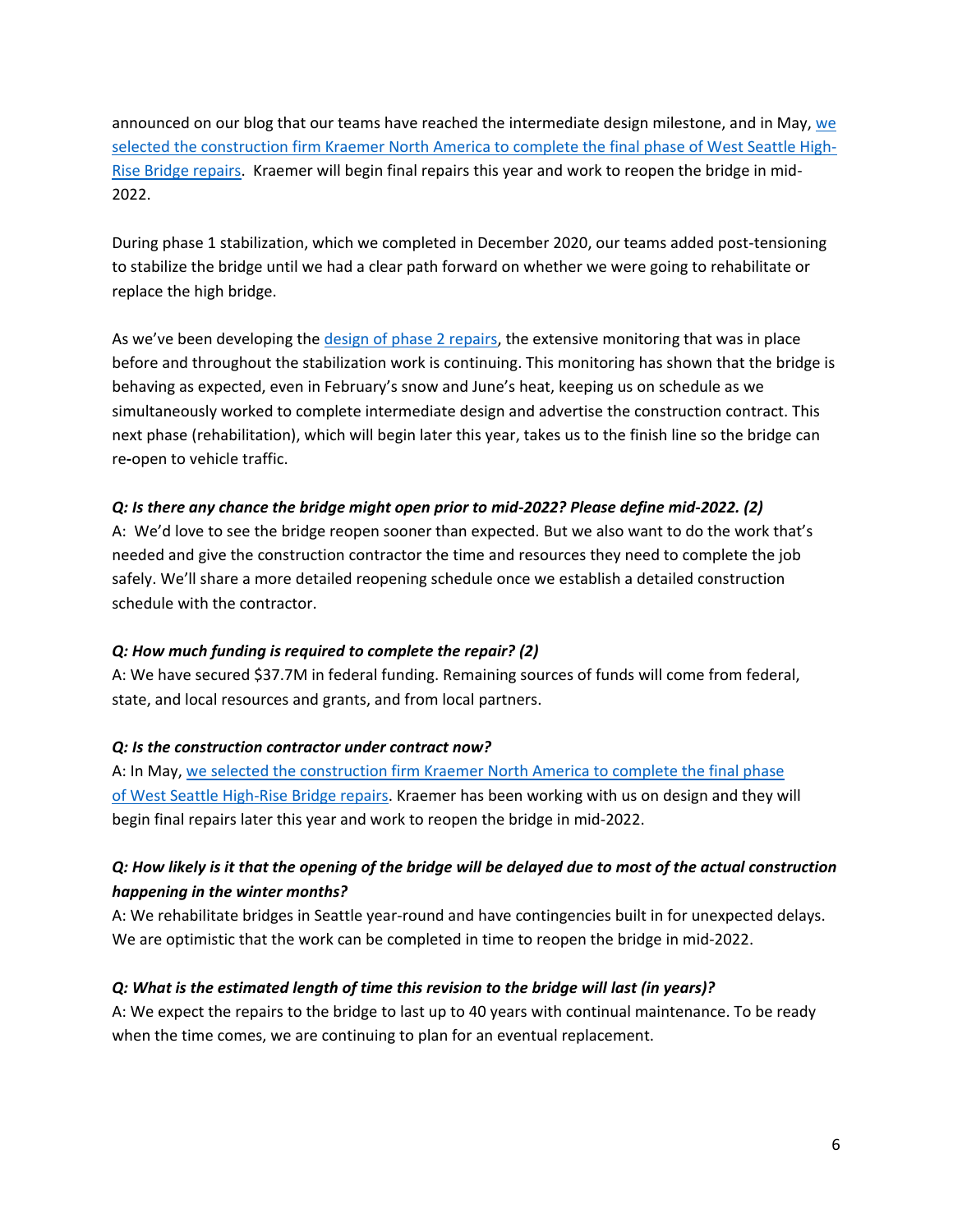announced on our blog that our teams have reached the intermediate design milestone, and in May, we selected the construction firm Kraemer North America to complete the final phase of West Seattle High-Rise Bridge repairs. Kraemer will begin final repairs this year and work to reopen the bridge in mid-2022.

During phase 1 stabilization, which we completed in December 2020, our teams added post-tensioning to stabilize the bridge until we had a clear path forward on whether we were going to rehabilitate or replace the high bridge.

As we've been developing the design of phase 2 repairs, the extensive monitoring that was in place before and throughout the stabilization work is continuing. This monitoring has shown that the bridge is behaving as expected, even in February's snow and June's heat, keeping us on schedule as we simultaneously worked to complete intermediate design and advertise the construction contract. This next phase (rehabilitation), which will begin later this year, takes us to the finish line so the bridge can re-open to vehicle traffic.

***Q: Is there any chance the bridge might open prior to mid-2022? Please define mid-2022. (2)***

A: We'd love to see the bridge reopen sooner than expected. But we also want to do the work that's needed and give the construction contractor the time and resources they need to complete the job safely. We'll share a more detailed reopening schedule once we establish a detailed construction schedule with the contractor.

***Q: How much funding is required to complete the repair? (2)***

A: We have secured $37.7M in federal funding. Remaining sources of funds will come from federal, state, and local resources and grants, and from local partners.

***Q: Is the construction contractor under contract now?***

A: In May, we selected the construction firm Kraemer North America to complete the final phase of West Seattle High-Rise Bridge repairs. Kraemer has been working with us on design and they will begin final repairs later this year and work to reopen the bridge in mid-2022.

***Q: How likely is it that the opening of the bridge will be delayed due to most of the actual construction happening in the winter months?***

A: We rehabilitate bridges in Seattle year-round and have contingencies built in for unexpected delays. We are optimistic that the work can be completed in time to reopen the bridge in mid-2022.

***Q: What is the estimated length of time this revision to the bridge will last (in years)?***

A: We expect the repairs to the bridge to last up to 40 years with continual maintenance. To be ready when the time comes, we are continuing to plan for an eventual replacement.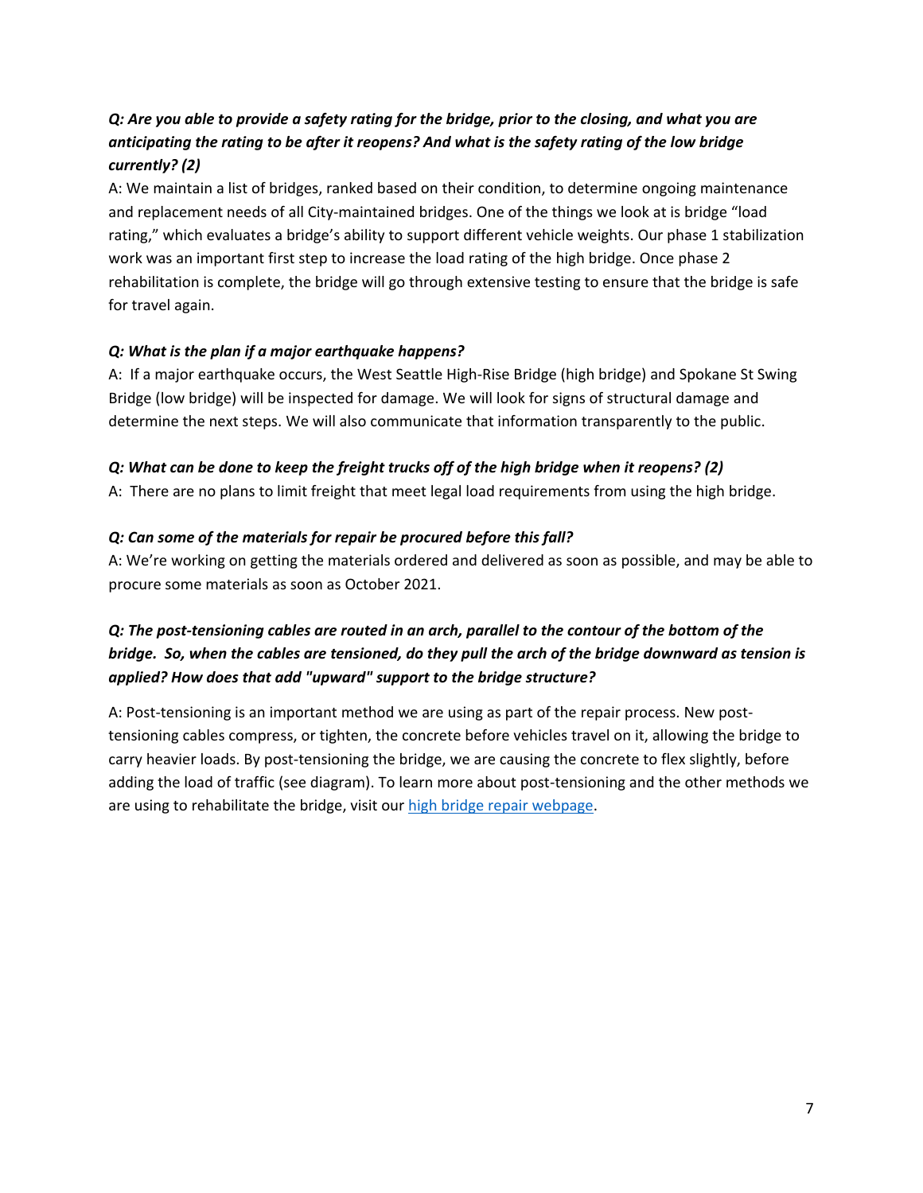***Q: Are you able to provide a safety rating for the bridge, prior to the closing, and what you are anticipating the rating to be after it reopens? And what is the safety rating of the low bridge currently? (2)***

A: We maintain a list of bridges, ranked based on their condition, to determine ongoing maintenance and replacement needs of all City-maintained bridges. One of the things we look at is bridge "load rating," which evaluates a bridge's ability to support different vehicle weights. Our phase 1 stabilization work was an important first step to increase the load rating of the high bridge. Once phase 2 rehabilitation is complete, the bridge will go through extensive testing to ensure that the bridge is safe for travel again.

***Q: What is the plan if a major earthquake happens?***

A: If a major earthquake occurs, the West Seattle High-Rise Bridge (high bridge) and Spokane St Swing Bridge (low bridge) will be inspected for damage. We will look for signs of structural damage and determine the next steps. We will also communicate that information transparently to the public.

***Q: What can be done to keep the freight trucks off of the high bridge when it reopens? (2)***

A: There are no plans to limit freight that meet legal load requirements from using the high bridge.

***Q: Can some of the materials for repair be procured before this fall?***

A: We're working on getting the materials ordered and delivered as soon as possible, and may be able to procure some materials as soon as October 2021.

***Q: The post-tensioning cables are routed in an arch, parallel to the contour of the bottom of the bridge. So, when the cables are tensioned, do they pull the arch of the bridge downward as tension is applied? How does that add "upward" support to the bridge structure?***

A: Post-tensioning is an important method we are using as part of the repair process. New post-tensioning cables compress, or tighten, the concrete before vehicles travel on it, allowing the bridge to carry heavier loads. By post-tensioning the bridge, we are causing the concrete to flex slightly, before adding the load of traffic (see diagram). To learn more about post-tensioning and the other methods we are using to rehabilitate the bridge, visit our [high bridge repair webpage](high bridge repair webpage).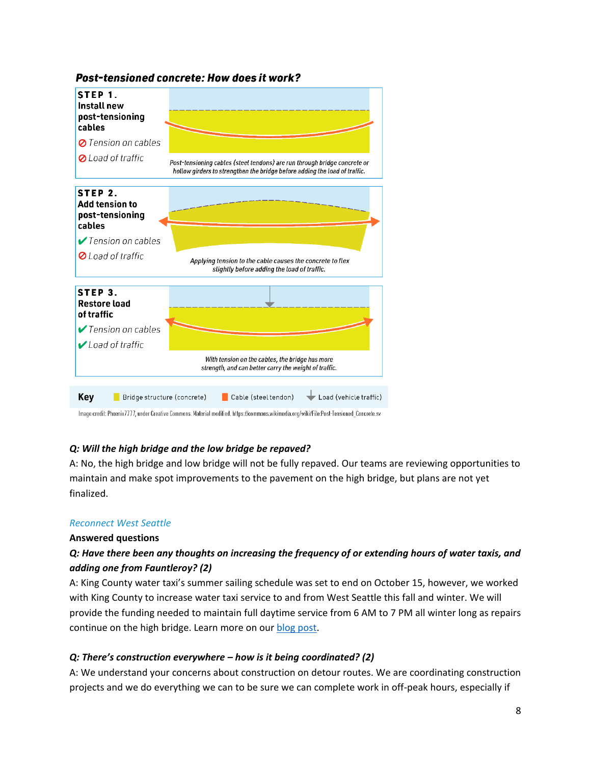**Post-tensioned concrete: How does it work?**

**STEP 1.**
**Install new post-tensioning cables**

⊘ Tension on cables
⊘ Load of traffic

*Post-tensioning cables (steel tendons) are run through bridge concrete or hollow girders to strengthen the bridge before adding the load of traffic.*

**STEP 2.**
**Add tension to post-tensioning cables**

✔ Tension on cables
⊘ Load of traffic

*Applying tension to the cable causes the concrete to flex slightly before adding the load of traffic.*

**STEP 3.**
**Restore load of traffic**

✔ Tension on cables
✔ Load of traffic

*With tension on the cables, the bridge has more strength, and can better carry the weight of traffic.*

**Key** Bridge structure (concrete) | Cable (steel tendon) | Load (vehicle traffic)

Image credit: Phoenix7777, under Creative Commons. Material modified. https://commons.wikimedia.org/wiki/File:Post-Tensioned_Concrete.sv

***Q: Will the high bridge and the low bridge be repaved?***

A: No, the high bridge and low bridge will not be fully repaved. Our teams are reviewing opportunities to maintain and make spot improvements to the pavement on the high bridge, but plans are not yet finalized.

*Reconnect West Seattle*

**Answered questions**

***Q: Have there been any thoughts on increasing the frequency of or extending hours of water taxis, and adding one from Fauntleroy? (2)***

A: King County water taxi's summer sailing schedule was set to end on October 15, however, we worked with King County to increase water taxi service to and from West Seattle this fall and winter. We will provide the funding needed to maintain full daytime service from 6 AM to 7 PM all winter long as repairs continue on the high bridge. Learn more on our blog post.

***Q: There's construction everywhere – how is it being coordinated? (2)***

A: We understand your concerns about construction on detour routes. We are coordinating construction projects and we do everything we can to be sure we can complete work in off-peak hours, especially if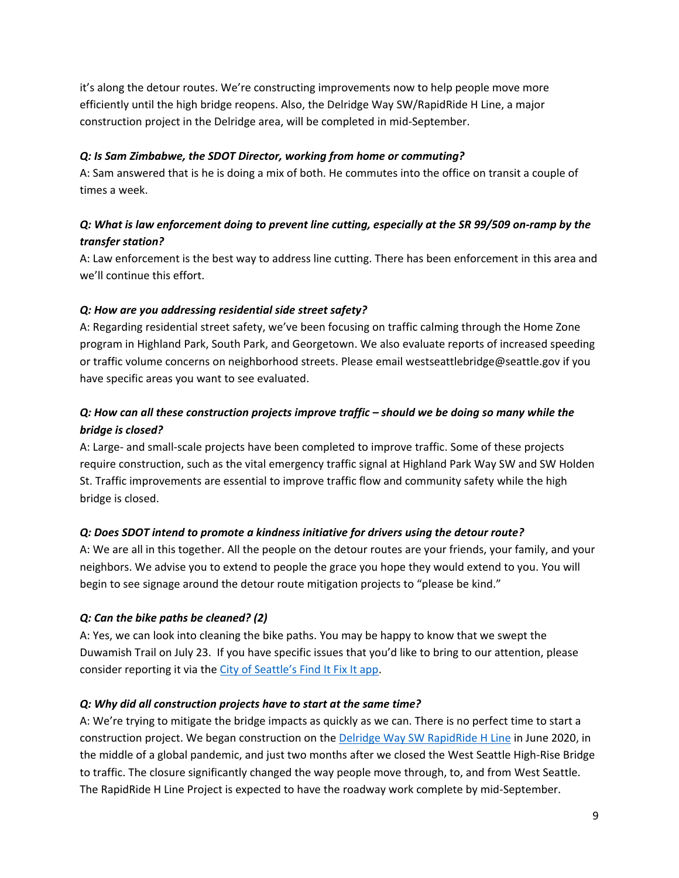it's along the detour routes. We're constructing improvements now to help people move more efficiently until the high bridge reopens. Also, the Delridge Way SW/RapidRide H Line, a major construction project in the Delridge area, will be completed in mid-September.

***Q: Is Sam Zimbabwe, the SDOT Director, working from home or commuting?***

A: Sam answered that is he is doing a mix of both. He commutes into the office on transit a couple of times a week.

***Q: What is law enforcement doing to prevent line cutting, especially at the SR 99/509 on-ramp by the transfer station?***

A: Law enforcement is the best way to address line cutting. There has been enforcement in this area and we'll continue this effort.

***Q: How are you addressing residential side street safety?***

A: Regarding residential street safety, we've been focusing on traffic calming through the Home Zone program in Highland Park, South Park, and Georgetown. We also evaluate reports of increased speeding or traffic volume concerns on neighborhood streets. Please email westseattlebridge@seattle.gov if you have specific areas you want to see evaluated.

***Q: How can all these construction projects improve traffic – should we be doing so many while the bridge is closed?***

A: Large- and small-scale projects have been completed to improve traffic. Some of these projects require construction, such as the vital emergency traffic signal at Highland Park Way SW and SW Holden St. Traffic improvements are essential to improve traffic flow and community safety while the high bridge is closed.

***Q: Does SDOT intend to promote a kindness initiative for drivers using the detour route?***

A: We are all in this together. All the people on the detour routes are your friends, your family, and your neighbors. We advise you to extend to people the grace you hope they would extend to you. You will begin to see signage around the detour route mitigation projects to "please be kind."

***Q: Can the bike paths be cleaned? (2)***

A: Yes, we can look into cleaning the bike paths. You may be happy to know that we swept the Duwamish Trail on July 23. If you have specific issues that you'd like to bring to our attention, please consider reporting it via the City of Seattle's Find It Fix It app.

***Q: Why did all construction projects have to start at the same time?***

A: We're trying to mitigate the bridge impacts as quickly as we can. There is no perfect time to start a construction project. We began construction on the Delridge Way SW RapidRide H Line in June 2020, in the middle of a global pandemic, and just two months after we closed the West Seattle High-Rise Bridge to traffic. The closure significantly changed the way people move through, to, and from West Seattle. The RapidRide H Line Project is expected to have the roadway work complete by mid-September.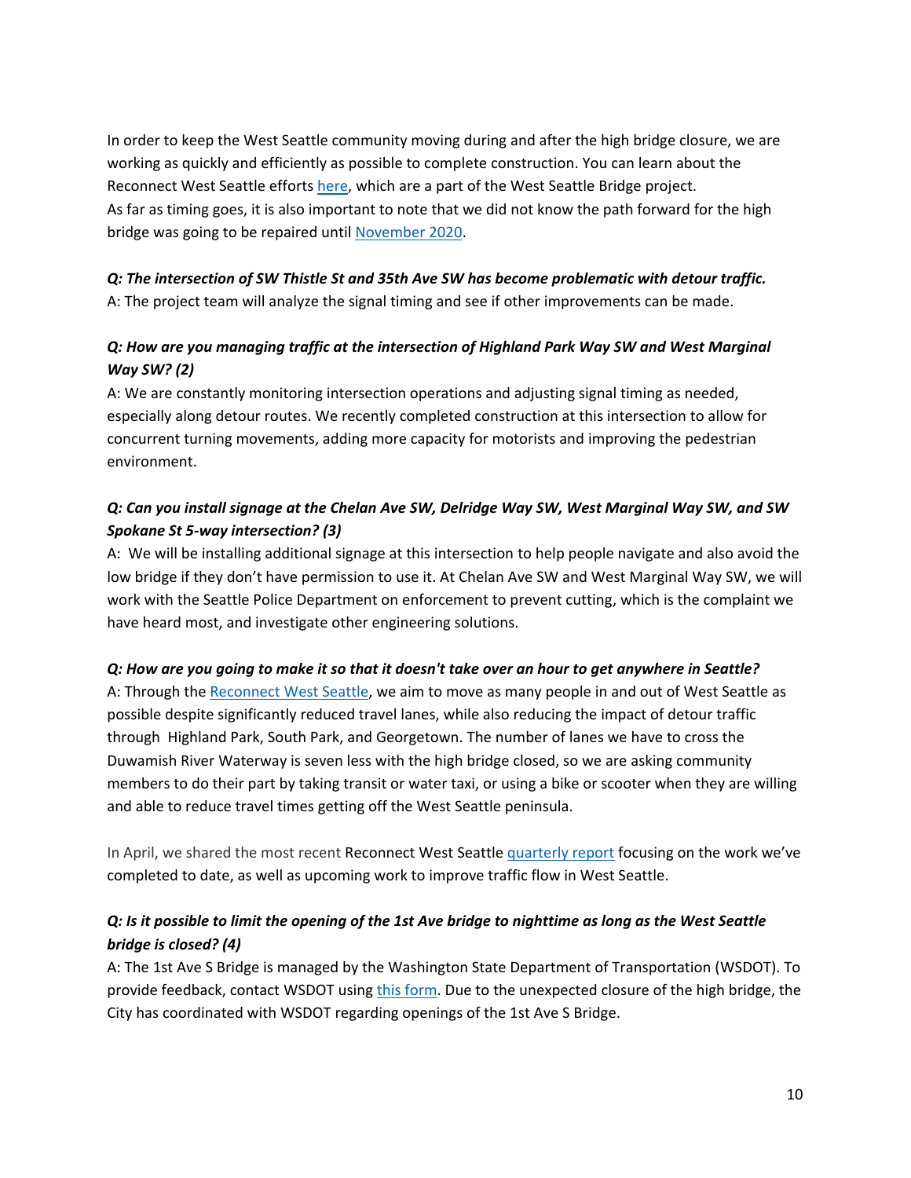In order to keep the West Seattle community moving during and after the high bridge closure, we are working as quickly and efficiently as possible to complete construction. You can learn about the Reconnect West Seattle efforts here, which are a part of the West Seattle Bridge project.
As far as timing goes, it is also important to note that we did not know the path forward for the high bridge was going to be repaired until November 2020.

***Q: The intersection of SW Thistle St and 35th Ave SW has become problematic with detour traffic.***
A: The project team will analyze the signal timing and see if other improvements can be made.

***Q: How are you managing traffic at the intersection of Highland Park Way SW and West Marginal Way SW? (2)***
A: We are constantly monitoring intersection operations and adjusting signal timing as needed, especially along detour routes. We recently completed construction at this intersection to allow for concurrent turning movements, adding more capacity for motorists and improving the pedestrian environment.

***Q: Can you install signage at the Chelan Ave SW, Delridge Way SW, West Marginal Way SW, and SW Spokane St 5-way intersection? (3)***
A: We will be installing additional signage at this intersection to help people navigate and also avoid the low bridge if they don't have permission to use it. At Chelan Ave SW and West Marginal Way SW, we will work with the Seattle Police Department on enforcement to prevent cutting, which is the complaint we have heard most, and investigate other engineering solutions.

***Q: How are you going to make it so that it doesn't take over an hour to get anywhere in Seattle?***
A: Through the Reconnect West Seattle, we aim to move as many people in and out of West Seattle as possible despite significantly reduced travel lanes, while also reducing the impact of detour traffic through Highland Park, South Park, and Georgetown. The number of lanes we have to cross the Duwamish River Waterway is seven less with the high bridge closed, so we are asking community members to do their part by taking transit or water taxi, or using a bike or scooter when they are willing and able to reduce travel times getting off the West Seattle peninsula.

In April, we shared the most recent Reconnect West Seattle quarterly report focusing on the work we've completed to date, as well as upcoming work to improve traffic flow in West Seattle.

***Q: Is it possible to limit the opening of the 1st Ave bridge to nighttime as long as the West Seattle bridge is closed? (4)***
A: The 1st Ave S Bridge is managed by the Washington State Department of Transportation (WSDOT). To provide feedback, contact WSDOT using this form. Due to the unexpected closure of the high bridge, the City has coordinated with WSDOT regarding openings of the 1st Ave S Bridge.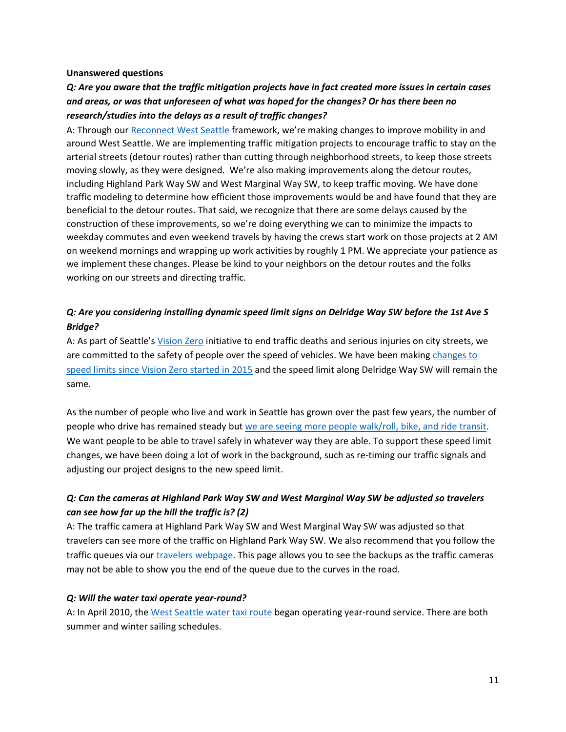**Unanswered questions**

***Q: Are you aware that the traffic mitigation projects have in fact created more issues in certain cases and areas, or was that unforeseen of what was hoped for the changes? Or has there been no research/studies into the delays as a result of traffic changes?***

A: Through our Reconnect West Seattle framework, we're making changes to improve mobility in and around West Seattle. We are implementing traffic mitigation projects to encourage traffic to stay on the arterial streets (detour routes) rather than cutting through neighborhood streets, to keep those streets moving slowly, as they were designed. We're also making improvements along the detour routes, including Highland Park Way SW and West Marginal Way SW, to keep traffic moving. We have done traffic modeling to determine how efficient those improvements would be and have found that they are beneficial to the detour routes. That said, we recognize that there are some delays caused by the construction of these improvements, so we're doing everything we can to minimize the impacts to weekday commutes and even weekend travels by having the crews start work on those projects at 2 AM on weekend mornings and wrapping up work activities by roughly 1 PM. We appreciate your patience as we implement these changes. Please be kind to your neighbors on the detour routes and the folks working on our streets and directing traffic.

***Q: Are you considering installing dynamic speed limit signs on Delridge Way SW before the 1st Ave S Bridge?***

A: As part of Seattle's Vision Zero initiative to end traffic deaths and serious injuries on city streets, we are committed to the safety of people over the speed of vehicles. We have been making changes to speed limits since Vision Zero started in 2015 and the speed limit along Delridge Way SW will remain the same.

As the number of people who live and work in Seattle has grown over the past few years, the number of people who drive has remained steady but we are seeing more people walk/roll, bike, and ride transit. We want people to be able to travel safely in whatever way they are able. To support these speed limit changes, we have been doing a lot of work in the background, such as re-timing our traffic signals and adjusting our project designs to the new speed limit.

***Q: Can the cameras at Highland Park Way SW and West Marginal Way SW be adjusted so travelers can see how far up the hill the traffic is? (2)***

A: The traffic camera at Highland Park Way SW and West Marginal Way SW was adjusted so that travelers can see more of the traffic on Highland Park Way SW. We also recommend that you follow the traffic queues via our travelers webpage. This page allows you to see the backups as the traffic cameras may not be able to show you the end of the queue due to the curves in the road.

***Q: Will the water taxi operate year-round?***

A: In April 2010, the West Seattle water taxi route began operating year-round service. There are both summer and winter sailing schedules.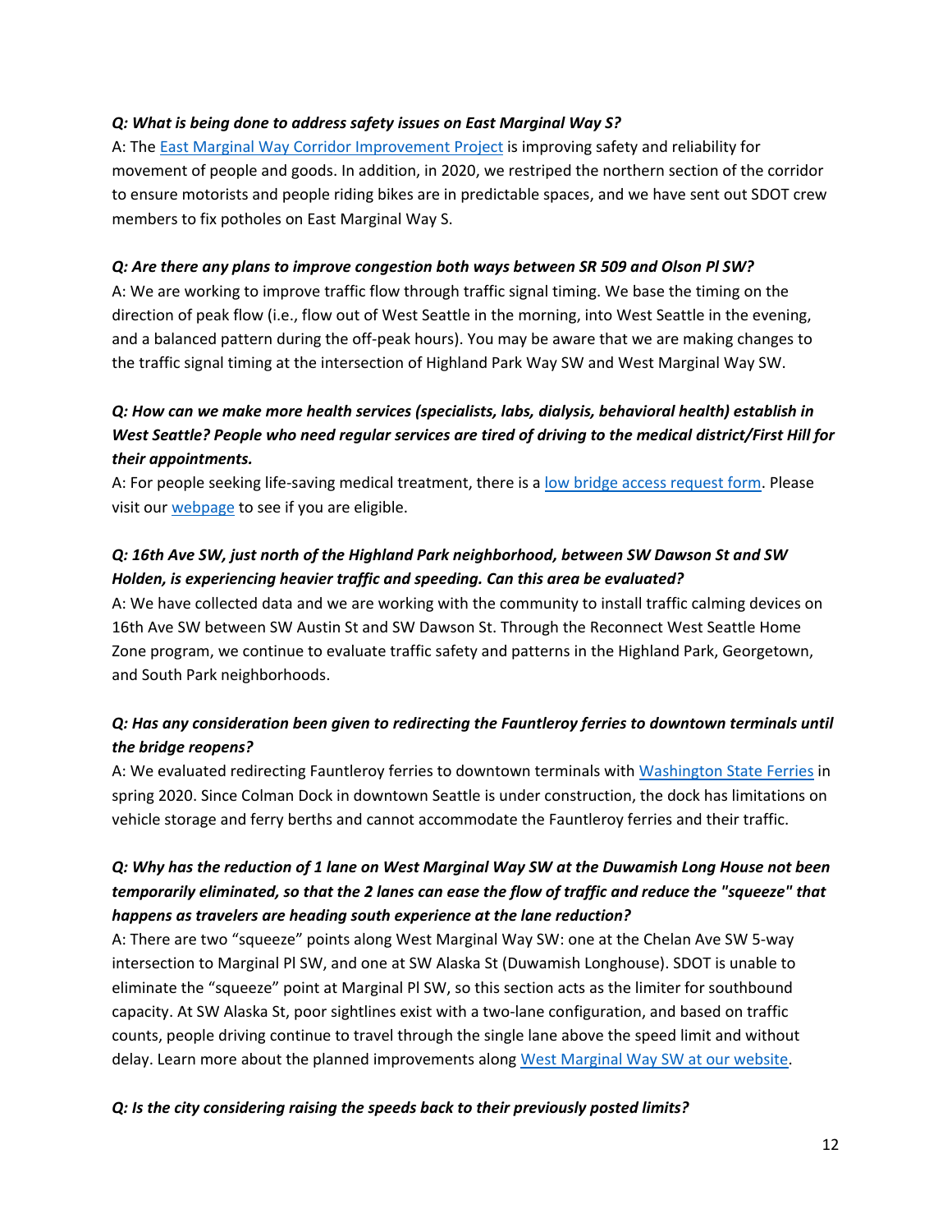***Q: What is being done to address safety issues on East Marginal Way S?***

A: The [East Marginal Way Corridor Improvement Project]() is improving safety and reliability for movement of people and goods. In addition, in 2020, we restriped the northern section of the corridor to ensure motorists and people riding bikes are in predictable spaces, and we have sent out SDOT crew members to fix potholes on East Marginal Way S.

***Q: Are there any plans to improve congestion both ways between SR 509 and Olson Pl SW?***

A: We are working to improve traffic flow through traffic signal timing. We base the timing on the direction of peak flow (i.e., flow out of West Seattle in the morning, into West Seattle in the evening, and a balanced pattern during the off-peak hours). You may be aware that we are making changes to the traffic signal timing at the intersection of Highland Park Way SW and West Marginal Way SW.

***Q: How can we make more health services (specialists, labs, dialysis, behavioral health) establish in West Seattle? People who need regular services are tired of driving to the medical district/First Hill for their appointments.***

A: For people seeking life-saving medical treatment, there is a [low bridge access request form](). Please visit our [webpage]() to see if you are eligible.

***Q: 16th Ave SW, just north of the Highland Park neighborhood, between SW Dawson St and SW Holden, is experiencing heavier traffic and speeding. Can this area be evaluated?***

A: We have collected data and we are working with the community to install traffic calming devices on 16th Ave SW between SW Austin St and SW Dawson St. Through the Reconnect West Seattle Home Zone program, we continue to evaluate traffic safety and patterns in the Highland Park, Georgetown, and South Park neighborhoods.

***Q: Has any consideration been given to redirecting the Fauntleroy ferries to downtown terminals until the bridge reopens?***

A: We evaluated redirecting Fauntleroy ferries to downtown terminals with [Washington State Ferries]() in spring 2020. Since Colman Dock in downtown Seattle is under construction, the dock has limitations on vehicle storage and ferry berths and cannot accommodate the Fauntleroy ferries and their traffic.

***Q: Why has the reduction of 1 lane on West Marginal Way SW at the Duwamish Long House not been temporarily eliminated, so that the 2 lanes can ease the flow of traffic and reduce the "squeeze" that happens as travelers are heading south experience at the lane reduction?***

A: There are two "squeeze" points along West Marginal Way SW: one at the Chelan Ave SW 5-way intersection to Marginal Pl SW, and one at SW Alaska St (Duwamish Longhouse). SDOT is unable to eliminate the "squeeze" point at Marginal Pl SW, so this section acts as the limiter for southbound capacity. At SW Alaska St, poor sightlines exist with a two-lane configuration, and based on traffic counts, people driving continue to travel through the single lane above the speed limit and without delay. Learn more about the planned improvements along [West Marginal Way SW at our website]().

***Q: Is the city considering raising the speeds back to their previously posted limits?***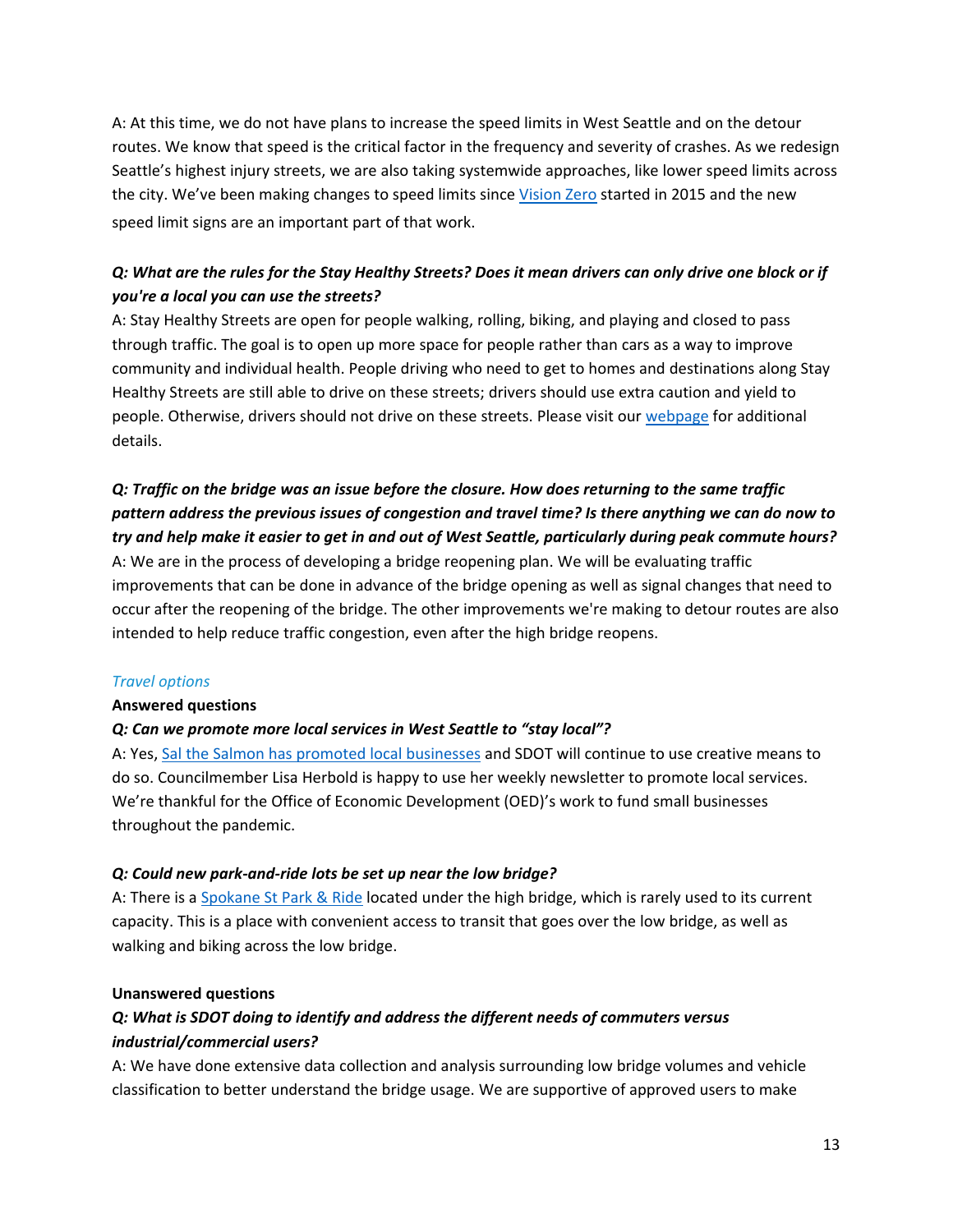A: At this time, we do not have plans to increase the speed limits in West Seattle and on the detour routes. We know that speed is the critical factor in the frequency and severity of crashes. As we redesign Seattle's highest injury streets, we are also taking systemwide approaches, like lower speed limits across the city. We've been making changes to speed limits since Vision Zero started in 2015 and the new speed limit signs are an important part of that work.

***Q: What are the rules for the Stay Healthy Streets? Does it mean drivers can only drive one block or if you're a local you can use the streets?***

A: Stay Healthy Streets are open for people walking, rolling, biking, and playing and closed to pass through traffic. The goal is to open up more space for people rather than cars as a way to improve community and individual health. People driving who need to get to homes and destinations along Stay Healthy Streets are still able to drive on these streets; drivers should use extra caution and yield to people. Otherwise, drivers should not drive on these streets. Please visit our webpage for additional details.

***Q: Traffic on the bridge was an issue before the closure. How does returning to the same traffic pattern address the previous issues of congestion and travel time? Is there anything we can do now to try and help make it easier to get in and out of West Seattle, particularly during peak commute hours?***

A: We are in the process of developing a bridge reopening plan. We will be evaluating traffic improvements that can be done in advance of the bridge opening as well as signal changes that need to occur after the reopening of the bridge. The other improvements we're making to detour routes are also intended to help reduce traffic congestion, even after the high bridge reopens.

*Travel options*

**Answered questions**

***Q: Can we promote more local services in West Seattle to "stay local"?***

A: Yes, Sal the Salmon has promoted local businesses and SDOT will continue to use creative means to do so. Councilmember Lisa Herbold is happy to use her weekly newsletter to promote local services. We're thankful for the Office of Economic Development (OED)'s work to fund small businesses throughout the pandemic.

***Q: Could new park-and-ride lots be set up near the low bridge?***

A: There is a Spokane St Park & Ride located under the high bridge, which is rarely used to its current capacity. This is a place with convenient access to transit that goes over the low bridge, as well as walking and biking across the low bridge.

**Unanswered questions**

***Q: What is SDOT doing to identify and address the different needs of commuters versus industrial/commercial users?***

A: We have done extensive data collection and analysis surrounding low bridge volumes and vehicle classification to better understand the bridge usage. We are supportive of approved users to make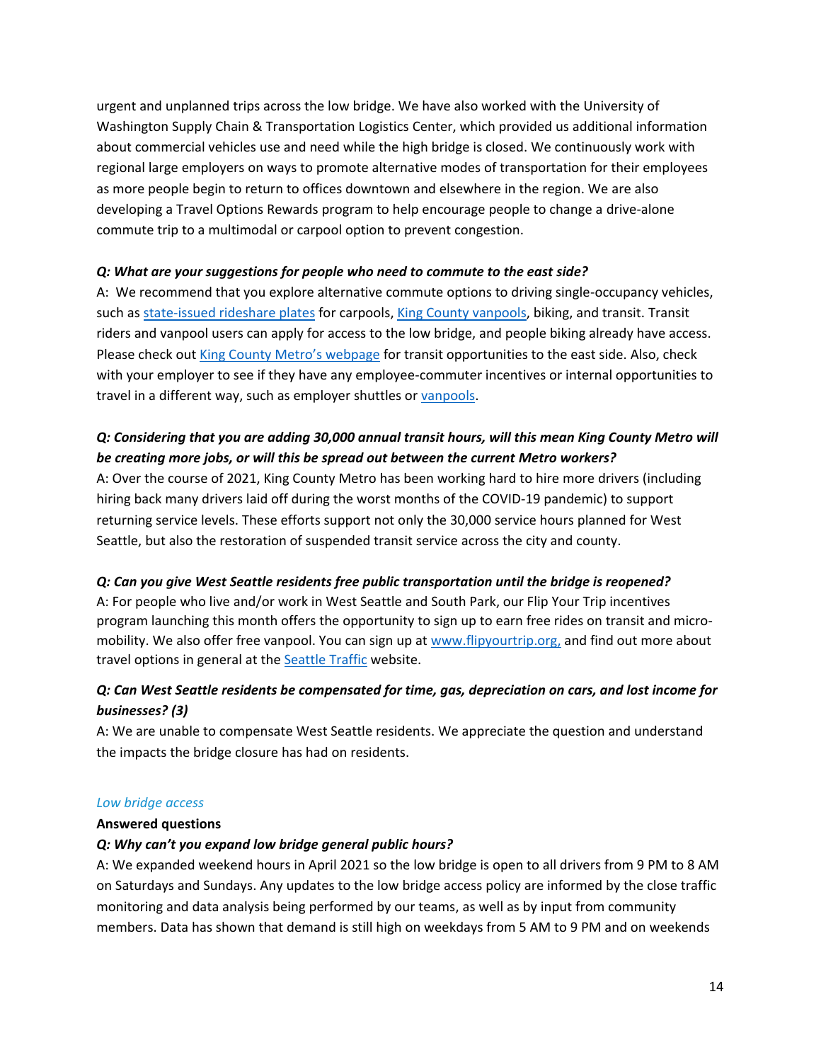urgent and unplanned trips across the low bridge. We have also worked with the University of Washington Supply Chain & Transportation Logistics Center, which provided us additional information about commercial vehicles use and need while the high bridge is closed. We continuously work with regional large employers on ways to promote alternative modes of transportation for their employees as more people begin to return to offices downtown and elsewhere in the region. We are also developing a Travel Options Rewards program to help encourage people to change a drive-alone commute trip to a multimodal or carpool option to prevent congestion.

***Q: What are your suggestions for people who need to commute to the east side?***

A: We recommend that you explore alternative commute options to driving single-occupancy vehicles, such as state-issued rideshare plates for carpools, King County vanpools, biking, and transit. Transit riders and vanpool users can apply for access to the low bridge, and people biking already have access. Please check out King County Metro's webpage for transit opportunities to the east side. Also, check with your employer to see if they have any employee-commuter incentives or internal opportunities to travel in a different way, such as employer shuttles or vanpools.

***Q: Considering that you are adding 30,000 annual transit hours, will this mean King County Metro will be creating more jobs, or will this be spread out between the current Metro workers?***

A: Over the course of 2021, King County Metro has been working hard to hire more drivers (including hiring back many drivers laid off during the worst months of the COVID-19 pandemic) to support returning service levels. These efforts support not only the 30,000 service hours planned for West Seattle, but also the restoration of suspended transit service across the city and county.

***Q: Can you give West Seattle residents free public transportation until the bridge is reopened?***

A: For people who live and/or work in West Seattle and South Park, our Flip Your Trip incentives program launching this month offers the opportunity to sign up to earn free rides on transit and micro-mobility. We also offer free vanpool. You can sign up at www.flipyourtrip.org, and find out more about travel options in general at the Seattle Traffic website.

***Q: Can West Seattle residents be compensated for time, gas, depreciation on cars, and lost income for businesses? (3)***

A: We are unable to compensate West Seattle residents. We appreciate the question and understand the impacts the bridge closure has had on residents.

*Low bridge access*

**Answered questions**

***Q: Why can't you expand low bridge general public hours?***

A: We expanded weekend hours in April 2021 so the low bridge is open to all drivers from 9 PM to 8 AM on Saturdays and Sundays. Any updates to the low bridge access policy are informed by the close traffic monitoring and data analysis being performed by our teams, as well as by input from community members. Data has shown that demand is still high on weekdays from 5 AM to 9 PM and on weekends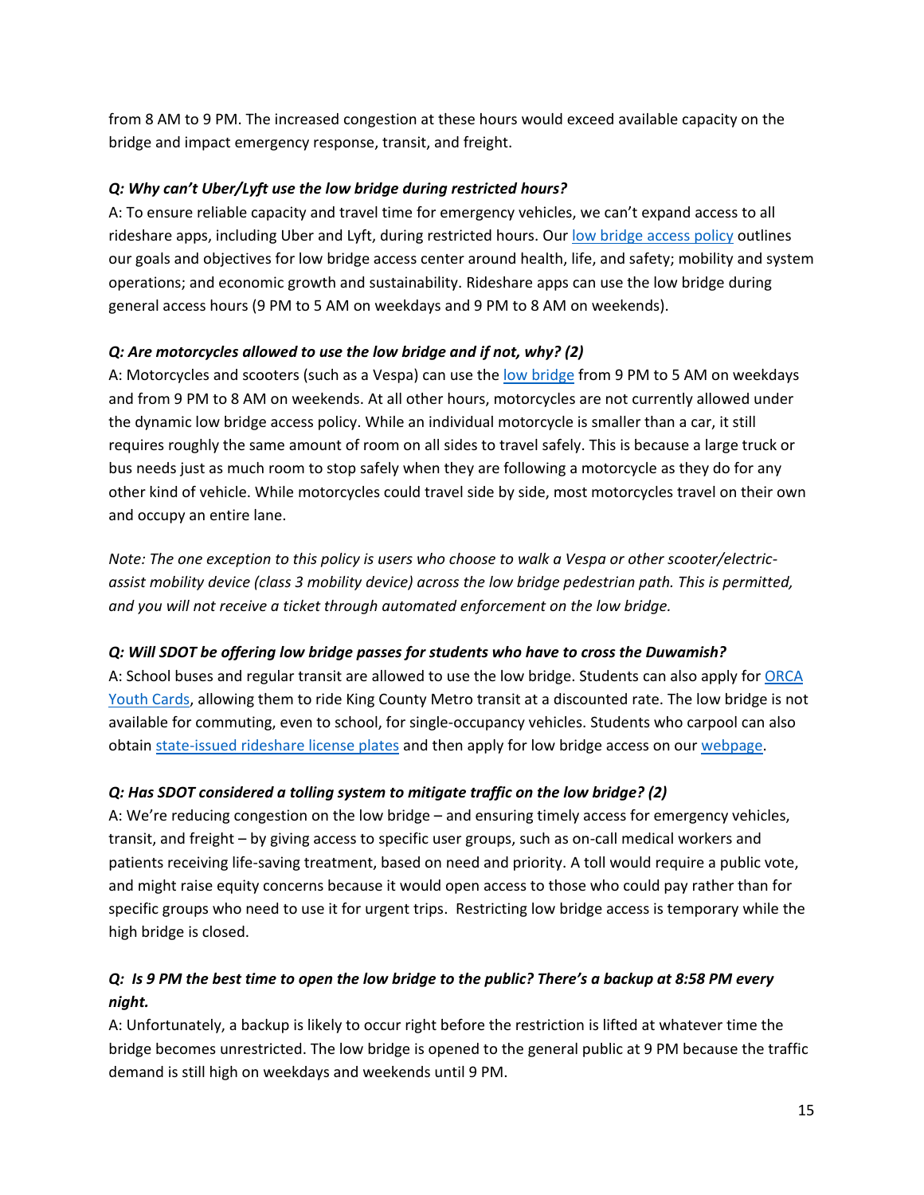from 8 AM to 9 PM. The increased congestion at these hours would exceed available capacity on the bridge and impact emergency response, transit, and freight.

***Q: Why can't Uber/Lyft use the low bridge during restricted hours?***

A: To ensure reliable capacity and travel time for emergency vehicles, we can't expand access to all rideshare apps, including Uber and Lyft, during restricted hours. Our low bridge access policy outlines our goals and objectives for low bridge access center around health, life, and safety; mobility and system operations; and economic growth and sustainability. Rideshare apps can use the low bridge during general access hours (9 PM to 5 AM on weekdays and 9 PM to 8 AM on weekends).

***Q: Are motorcycles allowed to use the low bridge and if not, why? (2)***

A: Motorcycles and scooters (such as a Vespa) can use the low bridge from 9 PM to 5 AM on weekdays and from 9 PM to 8 AM on weekends. At all other hours, motorcycles are not currently allowed under the dynamic low bridge access policy. While an individual motorcycle is smaller than a car, it still requires roughly the same amount of room on all sides to travel safely. This is because a large truck or bus needs just as much room to stop safely when they are following a motorcycle as they do for any other kind of vehicle. While motorcycles could travel side by side, most motorcycles travel on their own and occupy an entire lane.

*Note: The one exception to this policy is users who choose to walk a Vespa or other scooter/electric-assist mobility device (class 3 mobility device) across the low bridge pedestrian path. This is permitted, and you will not receive a ticket through automated enforcement on the low bridge.*

***Q: Will SDOT be offering low bridge passes for students who have to cross the Duwamish?***

A: School buses and regular transit are allowed to use the low bridge. Students can also apply for ORCA Youth Cards, allowing them to ride King County Metro transit at a discounted rate. The low bridge is not available for commuting, even to school, for single-occupancy vehicles. Students who carpool can also obtain state-issued rideshare license plates and then apply for low bridge access on our webpage.

***Q: Has SDOT considered a tolling system to mitigate traffic on the low bridge? (2)***

A: We're reducing congestion on the low bridge – and ensuring timely access for emergency vehicles, transit, and freight – by giving access to specific user groups, such as on-call medical workers and patients receiving life-saving treatment, based on need and priority. A toll would require a public vote, and might raise equity concerns because it would open access to those who could pay rather than for specific groups who need to use it for urgent trips. Restricting low bridge access is temporary while the high bridge is closed.

***Q: Is 9 PM the best time to open the low bridge to the public? There's a backup at 8:58 PM every night.***

A: Unfortunately, a backup is likely to occur right before the restriction is lifted at whatever time the bridge becomes unrestricted. The low bridge is opened to the general public at 9 PM because the traffic demand is still high on weekdays and weekends until 9 PM.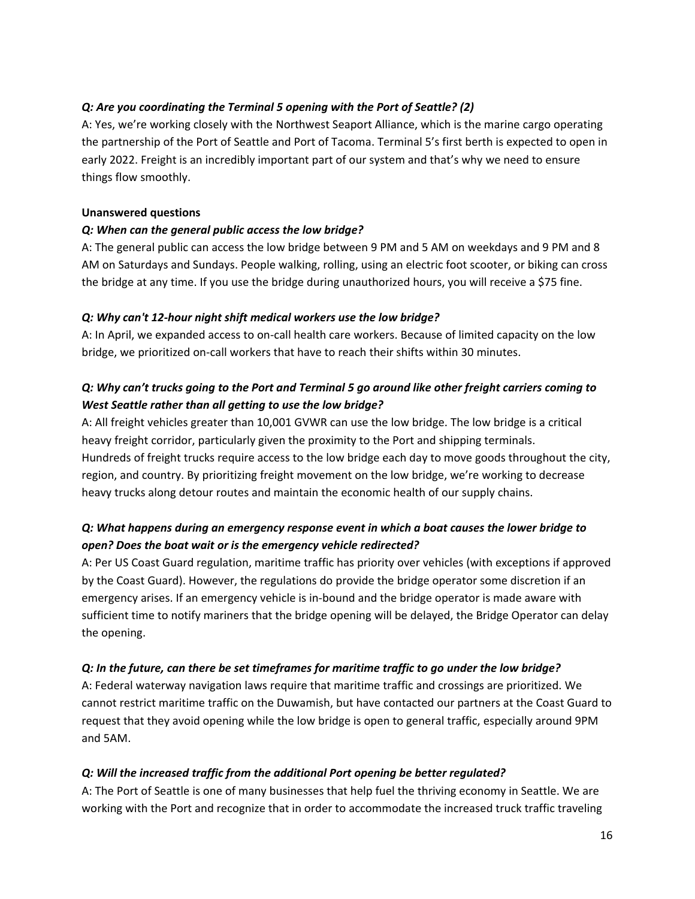***Q: Are you coordinating the Terminal 5 opening with the Port of Seattle? (2)***

A: Yes, we're working closely with the Northwest Seaport Alliance, which is the marine cargo operating the partnership of the Port of Seattle and Port of Tacoma. Terminal 5's first berth is expected to open in early 2022. Freight is an incredibly important part of our system and that's why we need to ensure things flow smoothly.

**Unanswered questions**

***Q: When can the general public access the low bridge?***

A: The general public can access the low bridge between 9 PM and 5 AM on weekdays and 9 PM and 8 AM on Saturdays and Sundays. People walking, rolling, using an electric foot scooter, or biking can cross the bridge at any time. If you use the bridge during unauthorized hours, you will receive a $75 fine.

***Q: Why can't 12-hour night shift medical workers use the low bridge?***

A: In April, we expanded access to on-call health care workers. Because of limited capacity on the low bridge, we prioritized on-call workers that have to reach their shifts within 30 minutes.

***Q: Why can't trucks going to the Port and Terminal 5 go around like other freight carriers coming to West Seattle rather than all getting to use the low bridge?***

A: All freight vehicles greater than 10,001 GVWR can use the low bridge. The low bridge is a critical heavy freight corridor, particularly given the proximity to the Port and shipping terminals.
Hundreds of freight trucks require access to the low bridge each day to move goods throughout the city, region, and country. By prioritizing freight movement on the low bridge, we're working to decrease heavy trucks along detour routes and maintain the economic health of our supply chains.

***Q: What happens during an emergency response event in which a boat causes the lower bridge to open? Does the boat wait or is the emergency vehicle redirected?***

A: Per US Coast Guard regulation, maritime traffic has priority over vehicles (with exceptions if approved by the Coast Guard). However, the regulations do provide the bridge operator some discretion if an emergency arises. If an emergency vehicle is in-bound and the bridge operator is made aware with sufficient time to notify mariners that the bridge opening will be delayed, the Bridge Operator can delay the opening.

***Q: In the future, can there be set timeframes for maritime traffic to go under the low bridge?***

A: Federal waterway navigation laws require that maritime traffic and crossings are prioritized. We cannot restrict maritime traffic on the Duwamish, but have contacted our partners at the Coast Guard to request that they avoid opening while the low bridge is open to general traffic, especially around 9PM and 5AM.

***Q: Will the increased traffic from the additional Port opening be better regulated?***

A: The Port of Seattle is one of many businesses that help fuel the thriving economy in Seattle. We are working with the Port and recognize that in order to accommodate the increased truck traffic traveling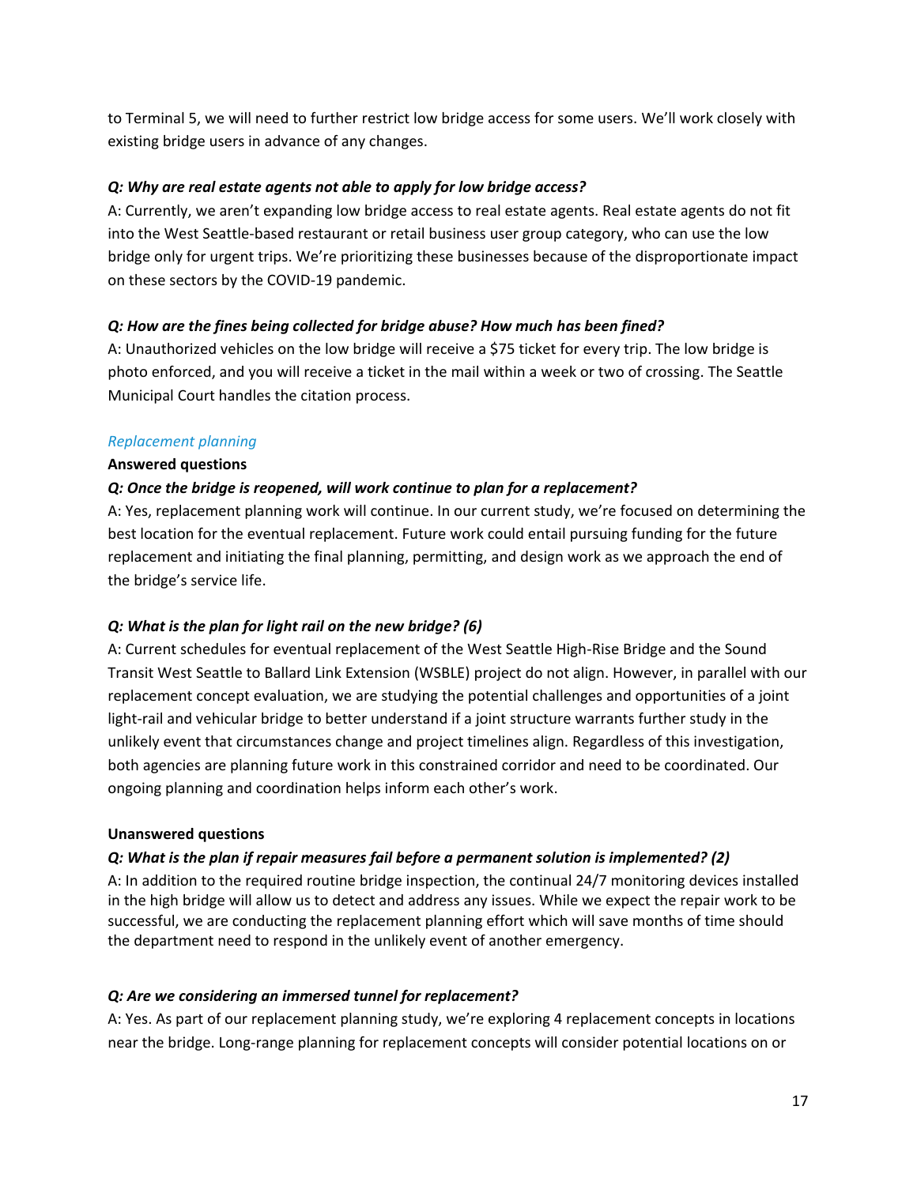to Terminal 5, we will need to further restrict low bridge access for some users. We'll work closely with existing bridge users in advance of any changes.

***Q: Why are real estate agents not able to apply for low bridge access?***

A: Currently, we aren't expanding low bridge access to real estate agents. Real estate agents do not fit into the West Seattle-based restaurant or retail business user group category, who can use the low bridge only for urgent trips. We're prioritizing these businesses because of the disproportionate impact on these sectors by the COVID-19 pandemic.

***Q: How are the fines being collected for bridge abuse? How much has been fined?***

A: Unauthorized vehicles on the low bridge will receive a $75 ticket for every trip. The low bridge is photo enforced, and you will receive a ticket in the mail within a week or two of crossing. The Seattle Municipal Court handles the citation process.

### *Replacement planning*

**Answered questions**

***Q: Once the bridge is reopened, will work continue to plan for a replacement?***

A: Yes, replacement planning work will continue. In our current study, we're focused on determining the best location for the eventual replacement. Future work could entail pursuing funding for the future replacement and initiating the final planning, permitting, and design work as we approach the end of the bridge's service life.

***Q: What is the plan for light rail on the new bridge? (6)***

A: Current schedules for eventual replacement of the West Seattle High-Rise Bridge and the Sound Transit West Seattle to Ballard Link Extension (WSBLE) project do not align. However, in parallel with our replacement concept evaluation, we are studying the potential challenges and opportunities of a joint light-rail and vehicular bridge to better understand if a joint structure warrants further study in the unlikely event that circumstances change and project timelines align. Regardless of this investigation, both agencies are planning future work in this constrained corridor and need to be coordinated. Our ongoing planning and coordination helps inform each other's work.

**Unanswered questions**

***Q: What is the plan if repair measures fail before a permanent solution is implemented? (2)***

A: In addition to the required routine bridge inspection, the continual 24/7 monitoring devices installed in the high bridge will allow us to detect and address any issues. While we expect the repair work to be successful, we are conducting the replacement planning effort which will save months of time should the department need to respond in the unlikely event of another emergency.

***Q: Are we considering an immersed tunnel for replacement?***

A: Yes. As part of our replacement planning study, we're exploring 4 replacement concepts in locations near the bridge. Long-range planning for replacement concepts will consider potential locations on or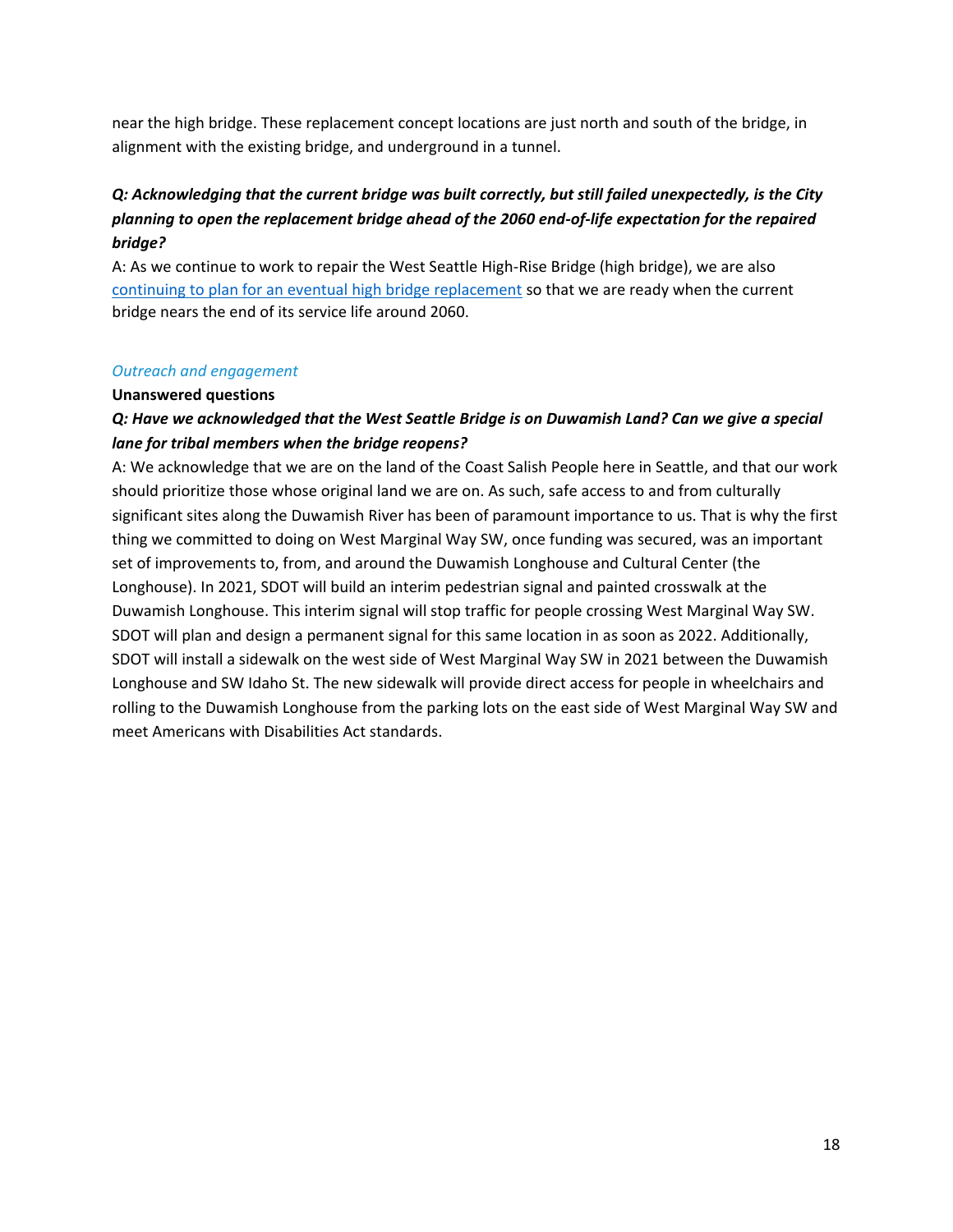near the high bridge. These replacement concept locations are just north and south of the bridge, in alignment with the existing bridge, and underground in a tunnel.

***Q: Acknowledging that the current bridge was built correctly, but still failed unexpectedly, is the City planning to open the replacement bridge ahead of the 2060 end-of-life expectation for the repaired bridge?***

A: As we continue to work to repair the West Seattle High-Rise Bridge (high bridge), we are also [continuing to plan for an eventual high bridge replacement]() so that we are ready when the current bridge nears the end of its service life around 2060.

*Outreach and engagement*

**Unanswered questions**

***Q: Have we acknowledged that the West Seattle Bridge is on Duwamish Land? Can we give a special lane for tribal members when the bridge reopens?***

A: We acknowledge that we are on the land of the Coast Salish People here in Seattle, and that our work should prioritize those whose original land we are on. As such, safe access to and from culturally significant sites along the Duwamish River has been of paramount importance to us. That is why the first thing we committed to doing on West Marginal Way SW, once funding was secured, was an important set of improvements to, from, and around the Duwamish Longhouse and Cultural Center (the Longhouse). In 2021, SDOT will build an interim pedestrian signal and painted crosswalk at the Duwamish Longhouse. This interim signal will stop traffic for people crossing West Marginal Way SW. SDOT will plan and design a permanent signal for this same location in as soon as 2022. Additionally, SDOT will install a sidewalk on the west side of West Marginal Way SW in 2021 between the Duwamish Longhouse and SW Idaho St. The new sidewalk will provide direct access for people in wheelchairs and rolling to the Duwamish Longhouse from the parking lots on the east side of West Marginal Way SW and meet Americans with Disabilities Act standards.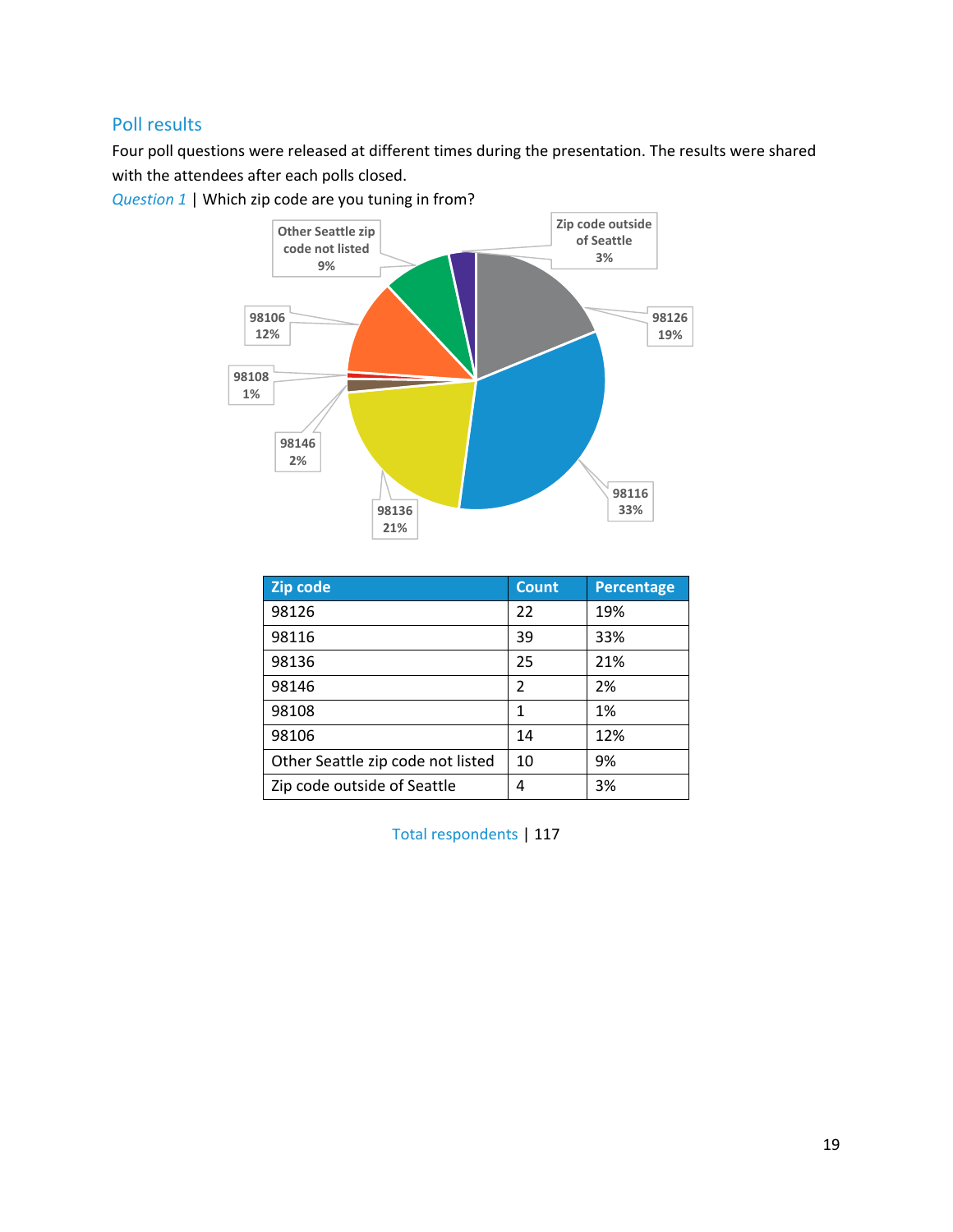## Poll results

Four poll questions were released at different times during the presentation. The results were shared with the attendees after each polls closed.

*Question 1* | Which zip code are you tuning in from?

| Zip code | Count | Percentage |
|---|---|---|
| 98126 | 22 | 19% |
| 98116 | 39 | 33% |
| 98136 | 25 | 21% |
| 98146 | 2 | 2% |
| 98108 | 1 | 1% |
| 98106 | 14 | 12% |
| Other Seattle zip code not listed | 10 | 9% |
| Zip code outside of Seattle | 4 | 3% |

Total respondents | 117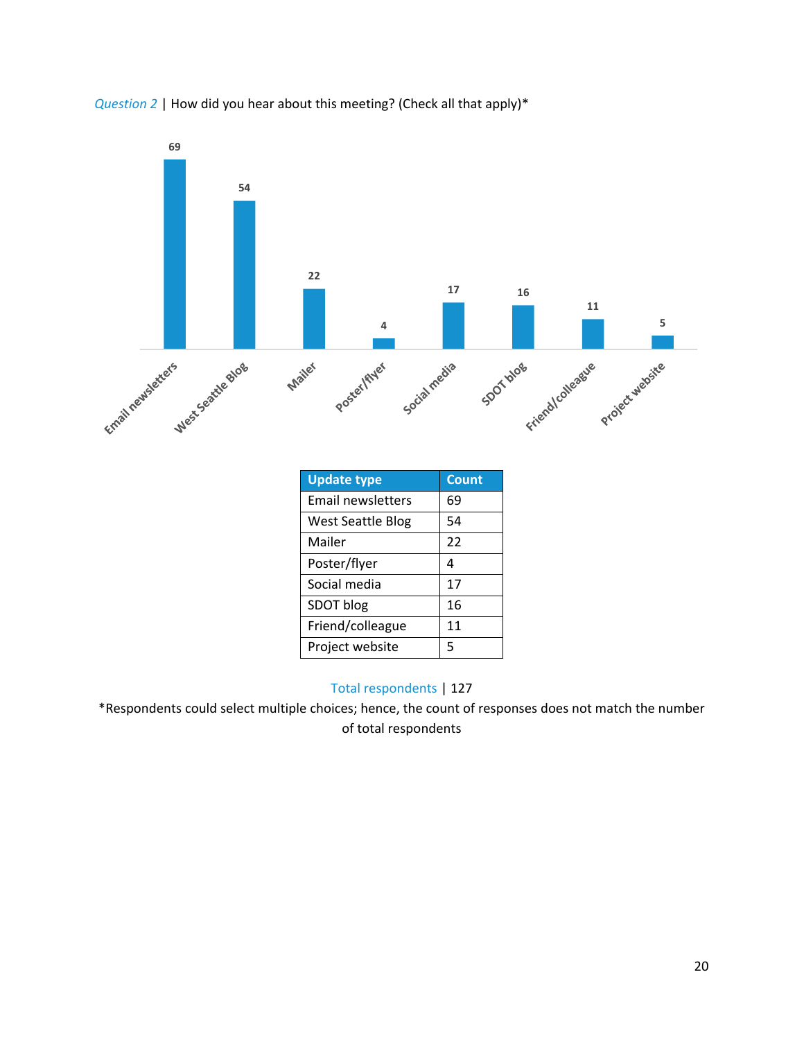*Question 2* | How did you hear about this meeting? (Check all that apply)*

| Update type | Count |
|---|---|
| Email newsletters | 69 |
| West Seattle Blog | 54 |
| Mailer | 22 |
| Poster/flyer | 4 |
| Social media | 17 |
| SDOT blog | 16 |
| Friend/colleague | 11 |
| Project website | 5 |

Total respondents | 127

*Respondents could select multiple choices; hence, the count of responses does not match the number of total respondents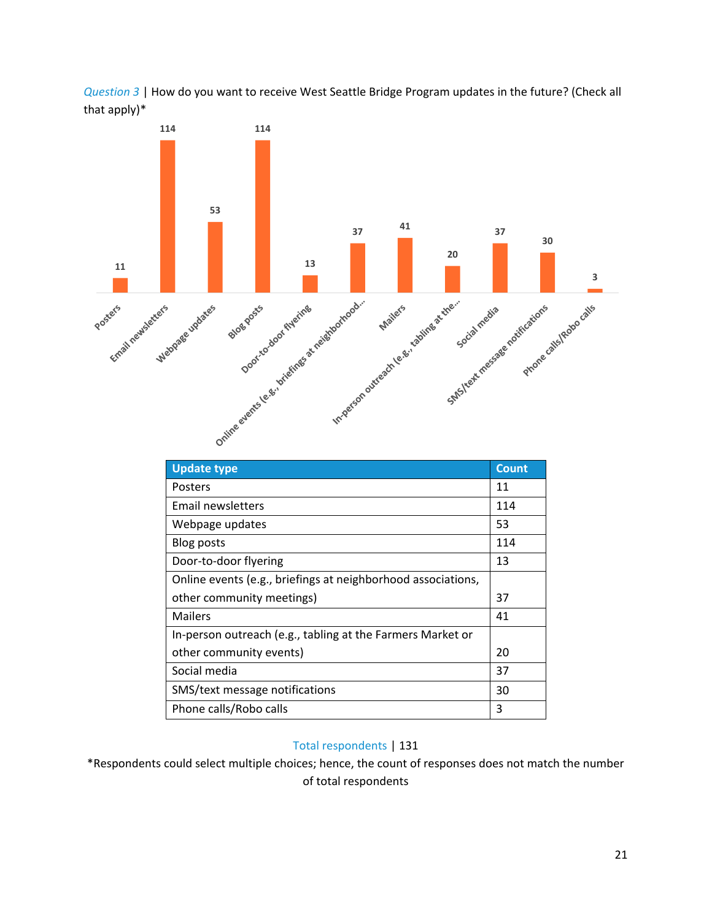*Question 3* | How do you want to receive West Seattle Bridge Program updates in the future? (Check all that apply)*

| Update type | Count |
|---|---|
| Posters | 11 |
| Email newsletters | 114 |
| Webpage updates | 53 |
| Blog posts | 114 |
| Door-to-door flyering | 13 |
| Online events (e.g., briefings at neighborhood associations, other community meetings) | 37 |
| Mailers | 41 |
| In-person outreach (e.g., tabling at the Farmers Market or other community events) | 20 |
| Social media | 37 |
| SMS/text message notifications | 30 |
| Phone calls/Robo calls | 3 |

Total respondents | 131

*Respondents could select multiple choices; hence, the count of responses does not match the number of total respondents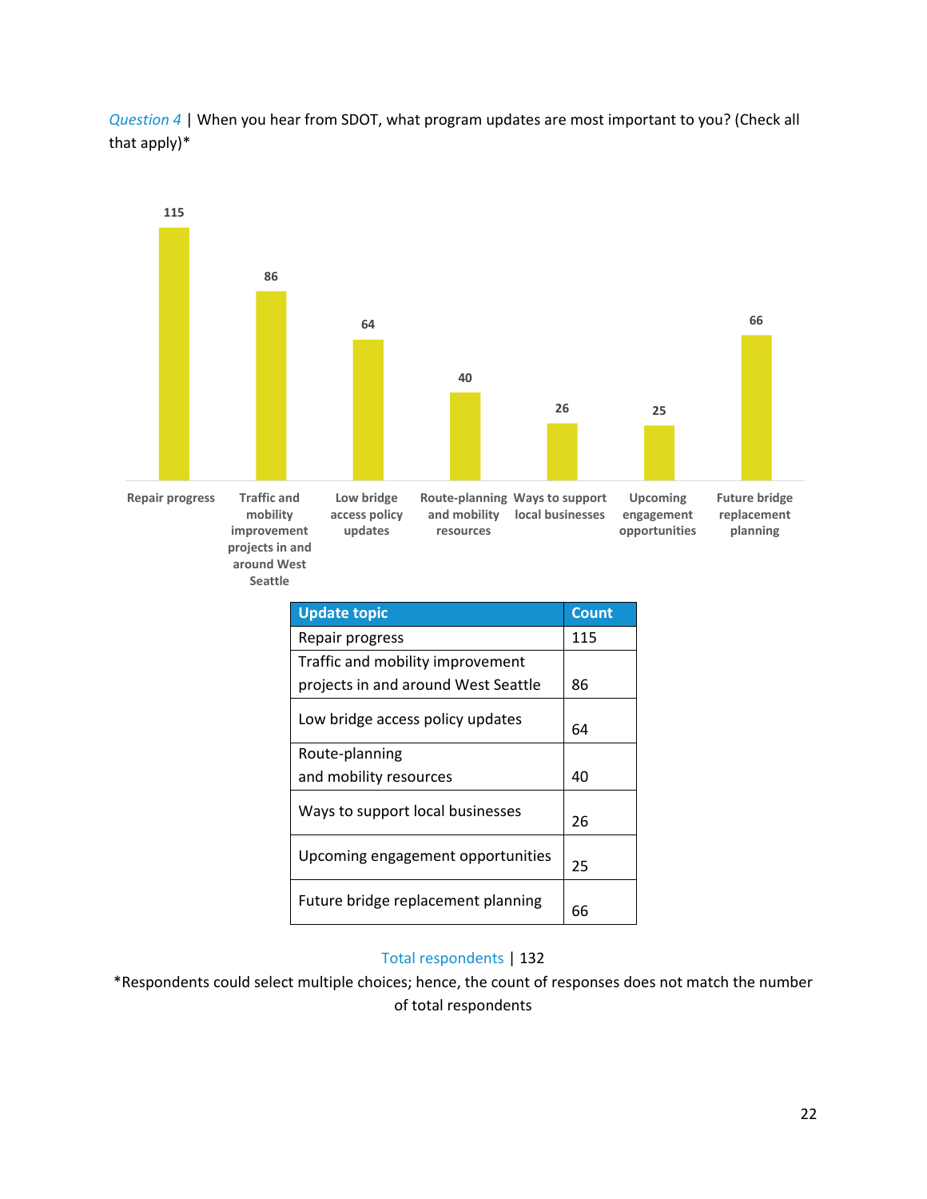*Question 4* | When you hear from SDOT, what program updates are most important to you? (Check all that apply)*

| Update topic | Count |
|---|---|
| Repair progress | 115 |
| Traffic and mobility improvement projects in and around West Seattle | 86 |
| Low bridge access policy updates | 64 |
| Route-planning and mobility resources | 40 |
| Ways to support local businesses | 26 |
| Upcoming engagement opportunities | 25 |
| Future bridge replacement planning | 66 |

Total respondents | 132

*Respondents could select multiple choices; hence, the count of responses does not match the number of total respondents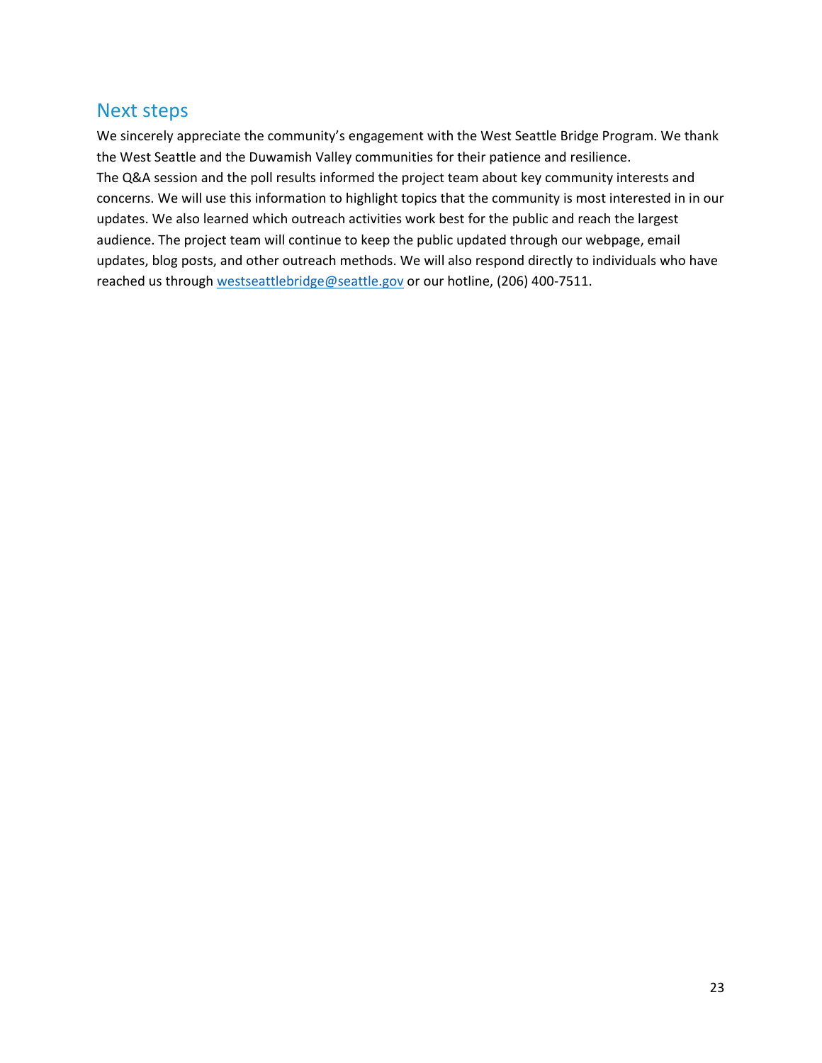## Next steps

We sincerely appreciate the community's engagement with the West Seattle Bridge Program. We thank the West Seattle and the Duwamish Valley communities for their patience and resilience.

The Q&A session and the poll results informed the project team about key community interests and concerns. We will use this information to highlight topics that the community is most interested in in our updates. We also learned which outreach activities work best for the public and reach the largest audience. The project team will continue to keep the public updated through our webpage, email updates, blog posts, and other outreach methods. We will also respond directly to individuals who have reached us through westseattlebridge@seattle.gov or our hotline, (206) 400-7511.